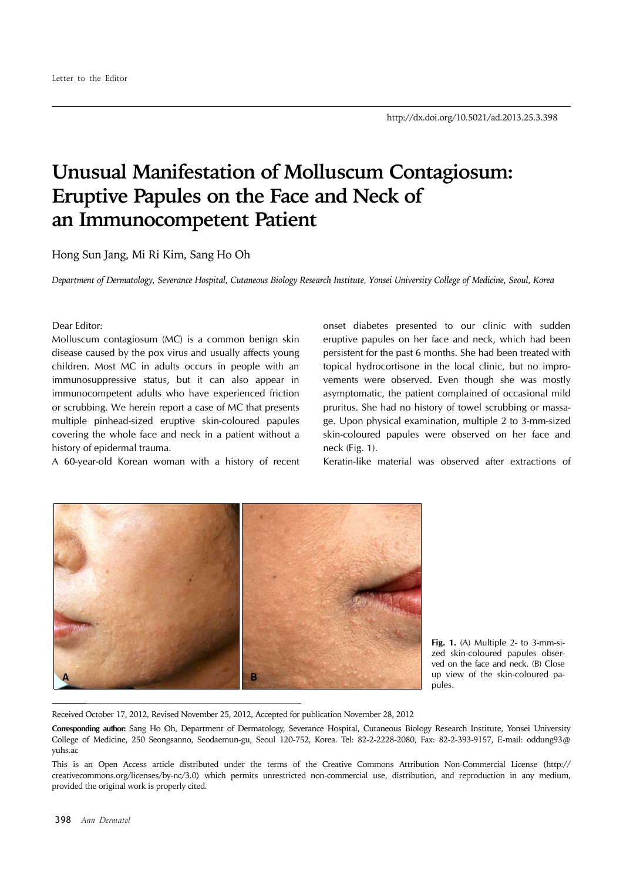Letter to the Editor

http://dx.doi.org/10.5021/ad.2013.25.3.398

# Unusual Manifestation of Molluscum Contagiosum: Eruptive Papules on the Face and Neck of an Immunocompetent Patient

Hong Sun Jang, Mi Ri Kim, Sang Ho Oh

*Department of Dermatology, Severance Hospital, Cutaneous Biology Research Institute, Yonsei University College of Medicine, Seoul, Korea*

Dear Editor:

Molluscum contagiosum (MC) is a common benign skin disease caused by the pox virus and usually affects young children. Most MC in adults occurs in people with an immunosuppressive status, but it can also appear in immunocompetent adults who have experienced friction or scrubbing. We herein report a case of MC that presents multiple pinhead-sized eruptive skin-coloured papules covering the whole face and neck in a patient without a history of epidermal trauma.

A 60-year-old Korean woman with a history of recent onset diabetes presented to our clinic with sudden eruptive papules on her face and neck, which had been persistent for the past 6 months. She had been treated with topical hydrocortisone in the local clinic, but no improvements were observed. Even though she was mostly asymptomatic, the patient complained of occasional mild pruritus. She had no history of towel scrubbing or massage. Upon physical examination, multiple 2 to 3-mm-sized skin-coloured papules were observed on her face and neck (Fig. 1).

Keratin-like material was observed after extractions of

**Fig. 1.** (A) Multiple 2- to 3-mm-sized skin-coloured papules observed on the face and neck. (B) Close up view of the skin-coloured papules.

Received October 17, 2012, Revised November 25, 2012, Accepted for publication November 28, 2012

**Corresponding author:** Sang Ho Oh, Department of Dermatology, Severance Hospital, Cutaneous Biology Research Institute, Yonsei University College of Medicine, 250 Seongsanno, Seodaemun-gu, Seoul 120-752, Korea. Tel: 82-2-2228-2080, Fax: 82-2-393-9157, E-mail: oddung93@yuhs.ac

This is an Open Access article distributed under the terms of the Creative Commons Attribution Non-Commercial License (http://creativecommons.org/licenses/by-nc/3.0) which permits unrestricted non-commercial use, distribution, and reproduction in any medium, provided the original work is properly cited.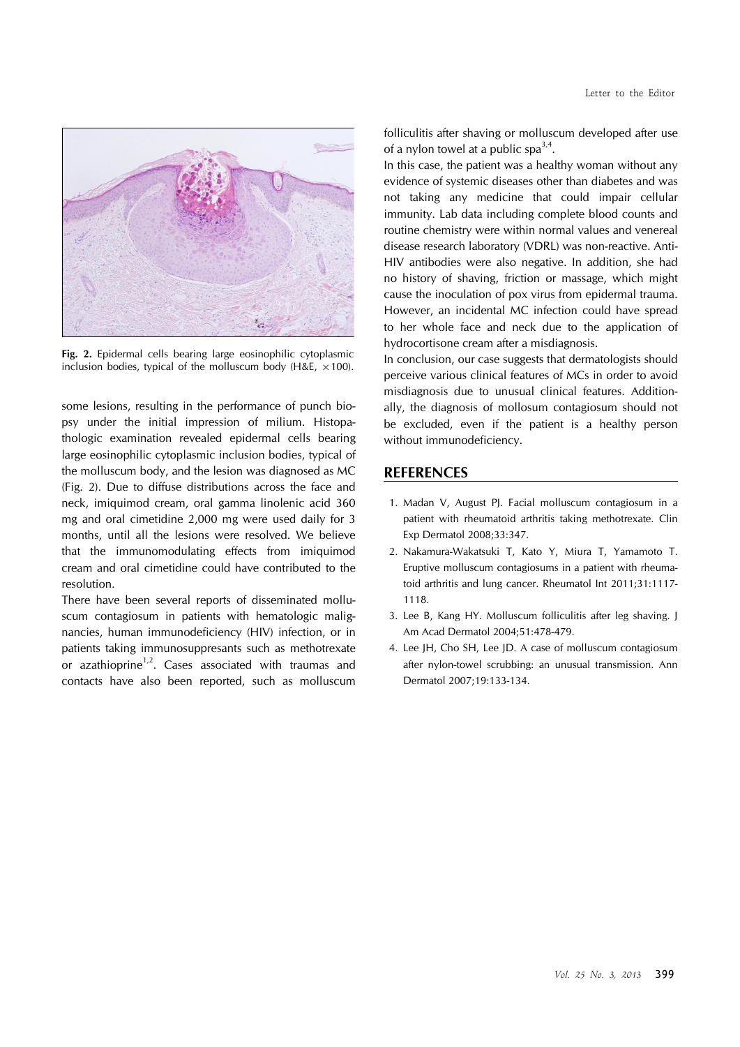Fig. 2. Epidermal cells bearing large eosinophilic cytoplasmic inclusion bodies, typical of the molluscum body (H&E, ×100).

some lesions, resulting in the performance of punch biopsy under the initial impression of milium. Histopathologic examination revealed epidermal cells bearing large eosinophilic cytoplasmic inclusion bodies, typical of the molluscum body, and the lesion was diagnosed as MC (Fig. 2). Due to diffuse distributions across the face and neck, imiquimod cream, oral gamma linolenic acid 360 mg and oral cimetidine 2,000 mg were used daily for 3 months, until all the lesions were resolved. We believe that the immunomodulating effects from imiquimod cream and oral cimetidine could have contributed to the resolution.

There have been several reports of disseminated molluscum contagiosum in patients with hematologic malignancies, human immunodeficiency (HIV) infection, or in patients taking immunosuppresants such as methotrexate or azathioprine[1,2]. Cases associated with traumas and contacts have also been reported, such as molluscum folliculitis after shaving or molluscum developed after use of a nylon towel at a public spa[3,4].

In this case, the patient was a healthy woman without any evidence of systemic diseases other than diabetes and was not taking any medicine that could impair cellular immunity. Lab data including complete blood counts and routine chemistry were within normal values and venereal disease research laboratory (VDRL) was non-reactive. Anti-HIV antibodies were also negative. In addition, she had no history of shaving, friction or massage, which might cause the inoculation of pox virus from epidermal trauma. However, an incidental MC infection could have spread to her whole face and neck due to the application of hydrocortisone cream after a misdiagnosis.

In conclusion, our case suggests that dermatologists should perceive various clinical features of MCs in order to avoid misdiagnosis due to unusual clinical features. Additionally, the diagnosis of mollosum contagiosum should not be excluded, even if the patient is a healthy person without immunodeficiency.

## REFERENCES

1. Madan V, August PJ. Facial molluscum contagiosum in a patient with rheumatoid arthritis taking methotrexate. Clin Exp Dermatol 2008;33:347.
2. Nakamura-Wakatsuki T, Kato Y, Miura T, Yamamoto T. Eruptive molluscum contagiosums in a patient with rheumatoid arthritis and lung cancer. Rheumatol Int 2011;31:1117-1118.
3. Lee B, Kang HY. Molluscum folliculitis after leg shaving. J Am Acad Dermatol 2004;51:478-479.
4. Lee JH, Cho SH, Lee JD. A case of molluscum contagiosum after nylon-towel scrubbing: an unusual transmission. Ann Dermatol 2007;19:133-134.